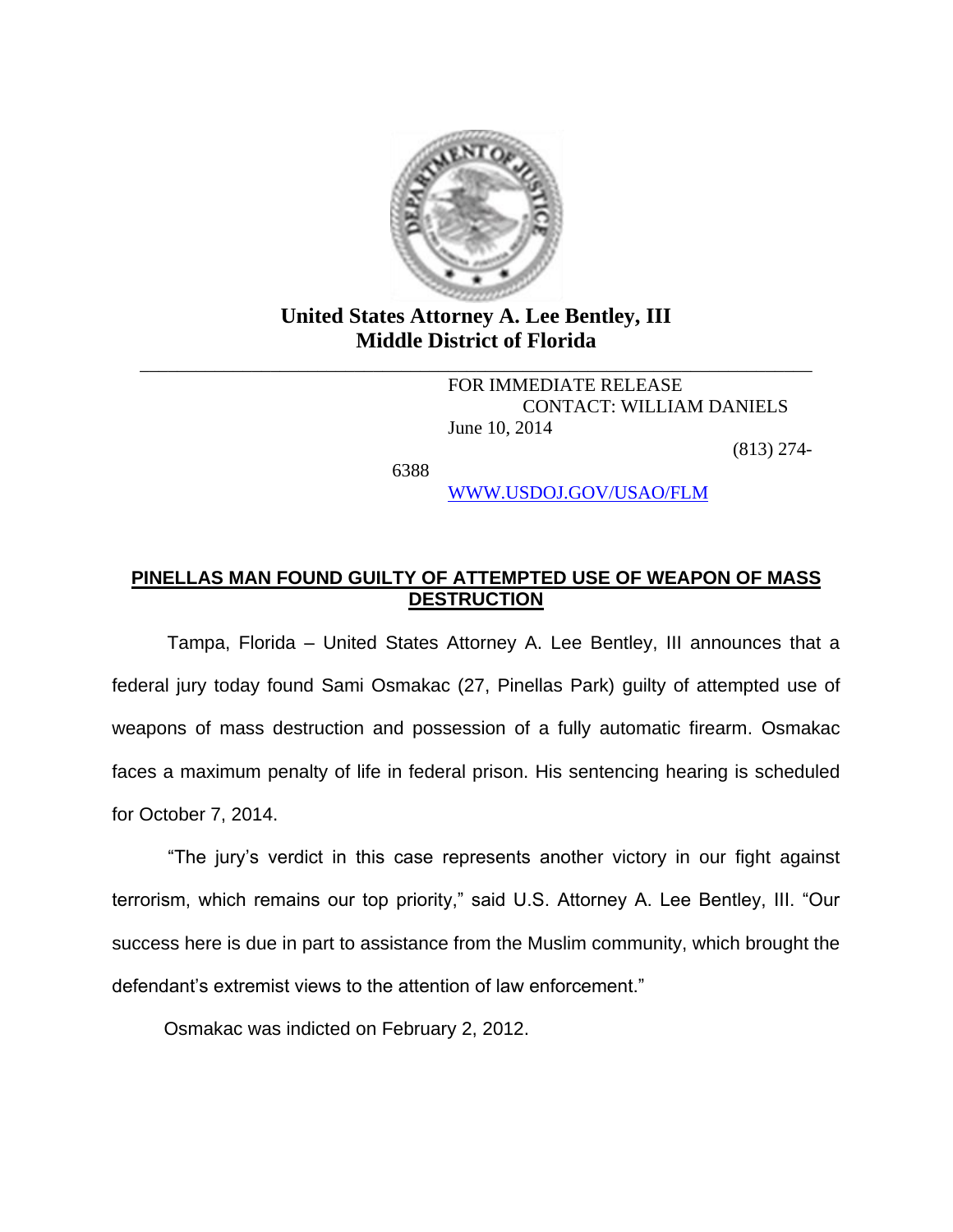**United States Attorney A. Lee Bentley, III**
**Middle District of Florida**

---

FOR IMMEDIATE RELEASE
CONTACT: WILLIAM DANIELS
June 10, 2014
(813) 274-6388
WWW.USDOJ.GOV/USAO/FLM

## PINELLAS MAN FOUND GUILTY OF ATTEMPTED USE OF WEAPON OF MASS DESTRUCTION

Tampa, Florida – United States Attorney A. Lee Bentley, III announces that a federal jury today found Sami Osmakac (27, Pinellas Park) guilty of attempted use of weapons of mass destruction and possession of a fully automatic firearm. Osmakac faces a maximum penalty of life in federal prison. His sentencing hearing is scheduled for October 7, 2014.

"The jury's verdict in this case represents another victory in our fight against terrorism, which remains our top priority," said U.S. Attorney A. Lee Bentley, III. "Our success here is due in part to assistance from the Muslim community, which brought the defendant's extremist views to the attention of law enforcement."

Osmakac was indicted on February 2, 2012.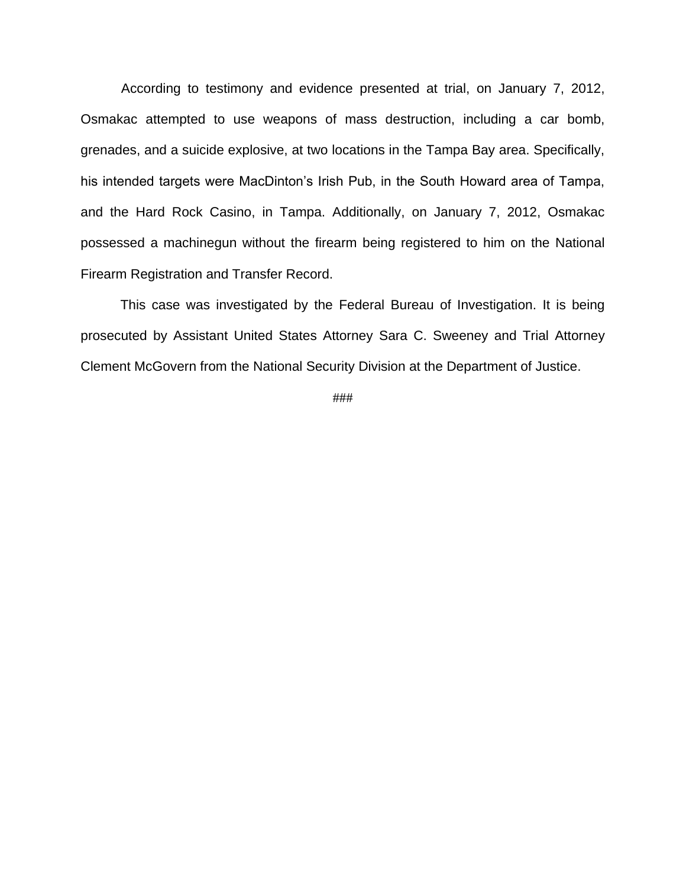According to testimony and evidence presented at trial, on January 7, 2012, Osmakac attempted to use weapons of mass destruction, including a car bomb, grenades, and a suicide explosive, at two locations in the Tampa Bay area. Specifically, his intended targets were MacDinton's Irish Pub, in the South Howard area of Tampa, and the Hard Rock Casino, in Tampa. Additionally, on January 7, 2012, Osmakac possessed a machinegun without the firearm being registered to him on the National Firearm Registration and Transfer Record.

This case was investigated by the Federal Bureau of Investigation. It is being prosecuted by Assistant United States Attorney Sara C. Sweeney and Trial Attorney Clement McGovern from the National Security Division at the Department of Justice.

###